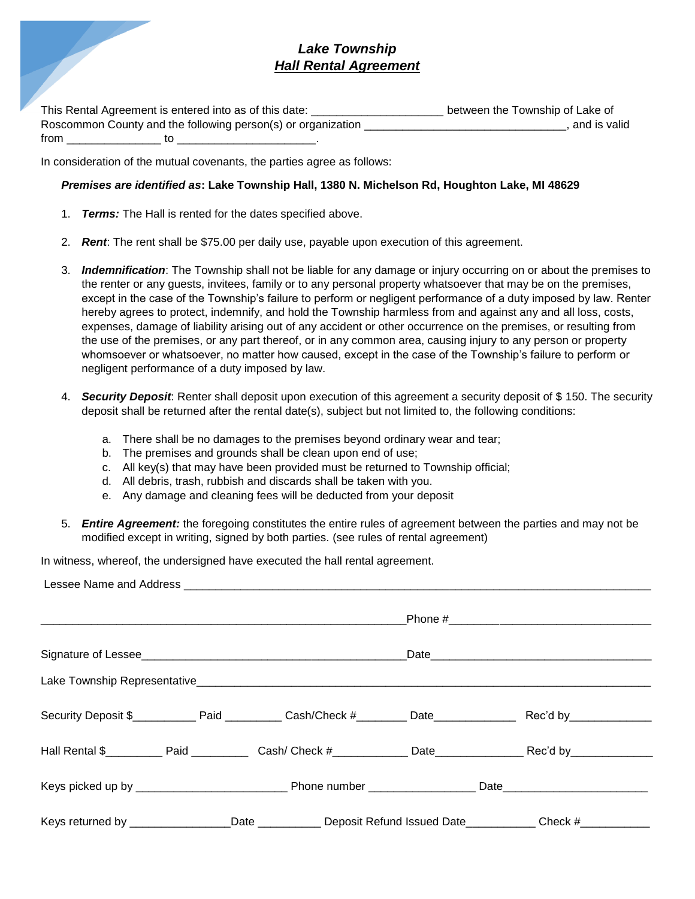# *Lake Township*
## ***Hall Rental Agreement***

This Rental Agreement is entered into as of this date: ____________________ between the Township of Lake of Roscommon County and the following person(s) or organization _______________________________, and is valid from ______________ to _____________________.

In consideration of the mutual covenants, the parties agree as follows:

***Premises are identified as*****: Lake Township Hall, 1380 N. Michelson Rd, Houghton Lake, MI 48629**

1. ***Terms:*** The Hall is rented for the dates specified above.

2. ***Rent***: The rent shall be $75.00 per daily use, payable upon execution of this agreement.

3. ***Indemnification***: The Township shall not be liable for any damage or injury occurring on or about the premises to the renter or any guests, invitees, family or to any personal property whatsoever that may be on the premises, except in the case of the Township's failure to perform or negligent performance of a duty imposed by law. Renter hereby agrees to protect, indemnify, and hold the Township harmless from and against any and all loss, costs, expenses, damage of liability arising out of any accident or other occurrence on the premises, or resulting from the use of the premises, or any part thereof, or in any common area, causing injury to any person or property whomsoever or whatsoever, no matter how caused, except in the case of the Township's failure to perform or negligent performance of a duty imposed by law.

4. ***Security Deposit***: Renter shall deposit upon execution of this agreement a security deposit of $ 150. The security deposit shall be returned after the rental date(s), subject but not limited to, the following conditions:

   a. There shall be no damages to the premises beyond ordinary wear and tear;
   b. The premises and grounds shall be clean upon end of use;
   c. All key(s) that may have been provided must be returned to Township official;
   d. All debris, trash, rubbish and discards shall be taken with you.
   e. Any damage and cleaning fees will be deducted from your deposit

5. ***Entire Agreement:*** the foregoing constitutes the entire rules of agreement between the parties and may not be modified except in writing, signed by both parties. (see rules of rental agreement)

In witness, whereof, the undersigned have executed the hall rental agreement.

Lessee Name and Address ______________________________________________________________

__________________________________________________Phone #___________________________

Signature of Lessee____________________________________Date_____________________________

Lake Township Representative______________________________________________________________

Security Deposit $__________ Paid _________ Cash/Check #________ Date_____________ Rec'd by_____________

Hall Rental $_________ Paid _________ Cash/ Check #____________ Date______________ Rec'd by_____________

Keys picked up by ________________________ Phone number ________________ Date______________________

Keys returned by ________________Date __________ Deposit Refund Issued Date___________ Check #___________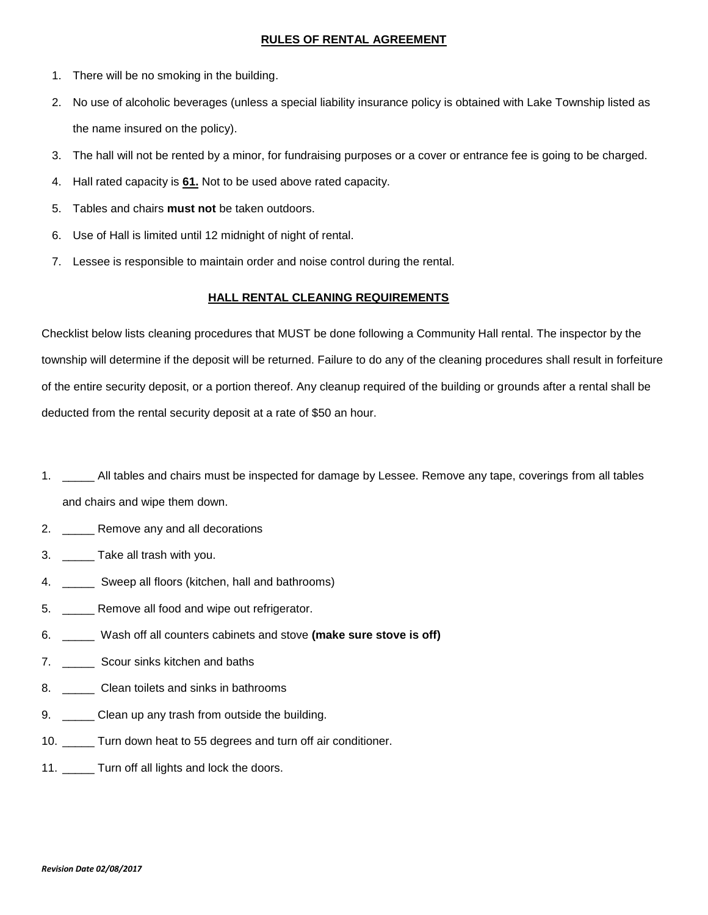## RULES OF RENTAL AGREEMENT

1. There will be no smoking in the building.
2. No use of alcoholic beverages (unless a special liability insurance policy is obtained with Lake Township listed as the name insured on the policy).
3. The hall will not be rented by a minor, for fundraising purposes or a cover or entrance fee is going to be charged.
4. Hall rated capacity is **61.** Not to be used above rated capacity.
5. Tables and chairs **must not** be taken outdoors.
6. Use of Hall is limited until 12 midnight of night of rental.
7. Lessee is responsible to maintain order and noise control during the rental.

## HALL RENTAL CLEANING REQUIREMENTS

Checklist below lists cleaning procedures that MUST be done following a Community Hall rental. The inspector by the township will determine if the deposit will be returned. Failure to do any of the cleaning procedures shall result in forfeiture of the entire security deposit, or a portion thereof. Any cleanup required of the building or grounds after a rental shall be deducted from the rental security deposit at a rate of $50 an hour.

1. _____ All tables and chairs must be inspected for damage by Lessee. Remove any tape, coverings from all tables and chairs and wipe them down.
2. _____ Remove any and all decorations
3. _____ Take all trash with you.
4. _____ Sweep all floors (kitchen, hall and bathrooms)
5. _____ Remove all food and wipe out refrigerator.
6. _____ Wash off all counters cabinets and stove **(make sure stove is off)**
7. _____ Scour sinks kitchen and baths
8. _____ Clean toilets and sinks in bathrooms
9. _____ Clean up any trash from outside the building.
10. _____ Turn down heat to 55 degrees and turn off air conditioner.
11. _____ Turn off all lights and lock the doors.

***Revision Date 02/08/2017***